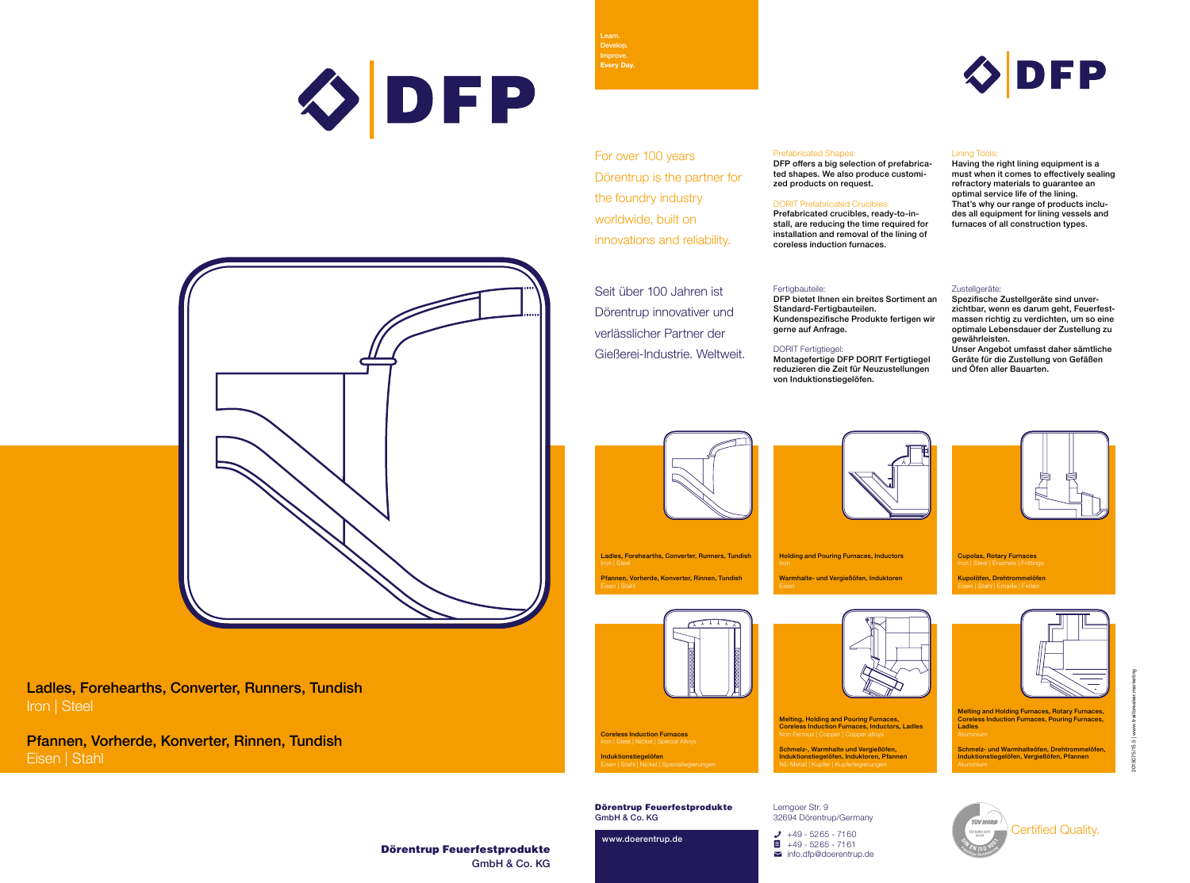# DFP

## Ladles, Forehearths, Converter, Runners, Tundish
Iron | Steel

## Pfannen, Vorherde, Konverter, Rinnen, Tundish
Eisen | Stahl

**Dörentrup Feuerfestprodukte**
GmbH & Co. KG

Learn.
Develop.
Improve.
Every Day.

# DFP

For over 100 years Dörentrup is the partner for the foundry industry worldwide, built on innovations and reliability.

Prefabricated Shapes:
**DFP offers a big selection of prefabricated shapes. We also produce customized products on request.**

DORIT Prefabricated Crucibles:
**Prefabricated crucibles, ready-to-install, are reducing the time required for installation and removal of the lining of coreless induction furnaces.**

Lining Tools:
**Having the right lining equipment is a must when it comes to effectively sealing refractory materials to guarantee an optimal service life of the lining. That's why our range of products includes all equipment for lining vessels and furnaces of all construction types.**

Seit über 100 Jahren ist Dörentrup innovativer und verlässlicher Partner der Gießerei-Industrie. Weltweit.

Fertigbauteile:
**DFP bietet Ihnen ein breites Sortiment an Standard-Fertigbauteilen. Kundenspezifische Produkte fertigen wir gerne auf Anfrage.**

DORIT Fertigtiegel:
**Montagefertige DFP DORIT Fertigtiegel reduzieren die Zeit für Neuzustellungen von Induktionstiegelöfen.**

Zustellgeräte:
**Spezifische Zustellgeräte sind unverzichtbar, wenn es darum geht, Feuerfestmassen richtig zu verdichten, um so eine optimale Lebensdauer der Zustellung zu gewährleisten. Unser Angebot umfasst daher sämtliche Geräte für die Zustellung von Gefäßen und Öfen aller Bauarten.**

**Ladles, Forehearths, Converter, Runners, Tundish**
Iron | Steel

**Pfannen, Vorherde, Konverter, Rinnen, Tundish**
Eisen | Stahl

**Holding and Pouring Furnaces, Inductors**
Iron

**Warmhalte- und Vergießöfen, Induktoren**
Eisen

**Cupolas, Rotary Furnaces**
Iron | Steel | Enamels | Frittings

**Kupolöfen, Drehtrommelöfen**
Eisen | Stahl | Emaille | Fritten

**Coreless Induction Furnaces**
Iron | Steel | Nickel | Special Alloys

**Induktionstiegelöfen**
Eisen | Stahl | Nickel | Speziallegierungen

**Melting, Holding and Pouring Furnaces, Coreless Induction Furnaces, Inductors, Ladles**
Non Ferrous | Copper | Copper alloys

**Schmelz-, Warmhalte und Vergießöfen, Induktionstiegelöfen, Induktoren, Pfannen**
NE-Metall | Kupfer | Kupferlegierungen

**Melting and Holding Furnaces, Rotary Furnaces, Coreless Induction Furnaces, Pouring Furnaces, Ladles**
Aluminium

**Schmelz- und Warmhalteöfen, Drehtrommelöfen, Induktionstiegelöfen, Vergießöfen, Pfannen**
Aluminium

**Dörentrup Feuerfestprodukte**
GmbH & Co. KG

www.doerentrup.de

Lemgoer Str. 9
32694 Dörentrup/Germany

+49 - 5265 - 7160
+49 - 5265 - 7161
info.dfp@doerentrup.de

TÜV NORD – DIN EN ISO 9001
Certified Quality.

20150575.5 | www.trailbreaker.marketing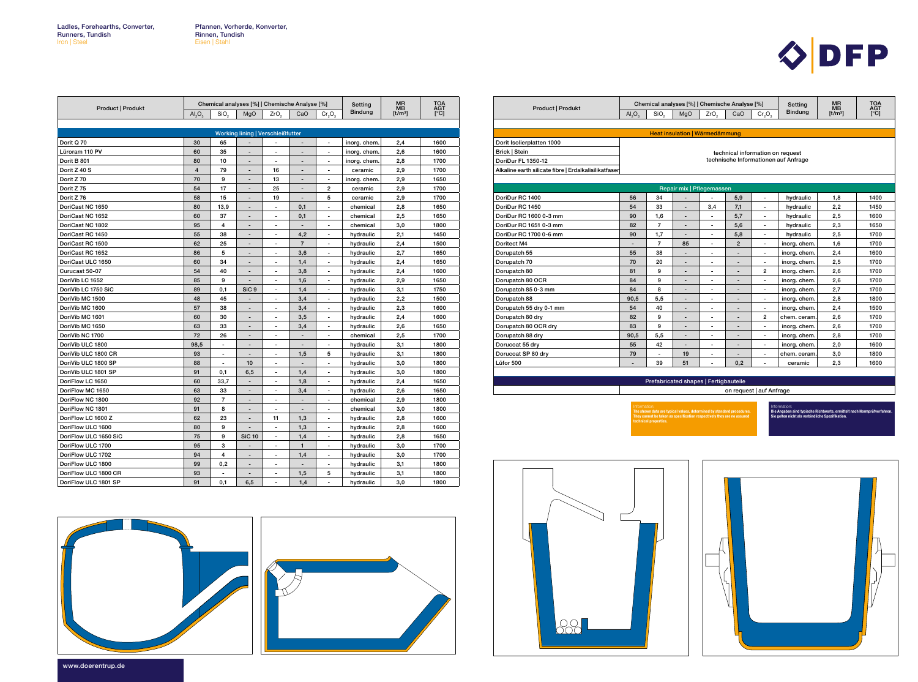Ladles, Forehearths, Converter, Runners, Tundish
Iron | Steel

Pfannen, Vorherde, Konverter, Rinnen, Tundish
Eisen | Stahl

| Product \| Produkt | Chemical analyses [%] \| Chemische Analyse [%] | | | | | | Setting Bindung | MR MB [t/m³] | TOA AGT [°C] |
|---|---|---|---|---|---|---|---|---|---|
| | $Al_2O_3$ | $SiO_2$ | MgO | $ZrO_2$ | CaO | $Cr_2O_3$ | | | |
| **Working lining \| Verschleißfutter** | | | | | | | | | |
| Dorit Q 70 | 30 | 65 | - | - | - | - | inorg. chem. | 2,4 | 1600 |
| Lüroram 110 PV | 60 | 35 | - | - | - | - | inorg. chem. | 2,6 | 1600 |
| Dorit B 801 | 80 | 10 | - | - | - | - | inorg. chem. | 2,8 | 1700 |
| Dorit Z 40 S | 4 | 79 | - | 16 | - | - | ceramic | 2,9 | 1700 |
| Dorit Z 70 | 70 | 9 | - | 13 | - | - | inorg. chem. | 2,9 | 1650 |
| Dorit Z 75 | 54 | 17 | - | 25 | - | 2 | ceramic | 2,9 | 1700 |
| Dorit Z 76 | 58 | 15 | - | 19 | - | 5 | ceramic | 2,9 | 1700 |
| DoriCast NC 1650 | 80 | 13,9 | - | - | 0,1 | - | chemical | 2,8 | 1650 |
| DoriCast NC 1652 | 60 | 37 | - | - | 0,1 | - | chemical | 2,5 | 1650 |
| DoriCast NC 1802 | 95 | 4 | - | - | - | - | chemical | 3,0 | 1800 |
| DoriCast RC 1450 | 55 | 38 | - | - | 4,2 | - | hydraulic | 2,1 | 1450 |
| DoriCast RC 1500 | 62 | 25 | - | - | 7 | - | hydraulic | 2,4 | 1500 |
| DoriCast RC 1652 | 86 | 5 | - | - | 3,6 | - | hydraulic | 2,7 | 1650 |
| DoriCast ULC 1650 | 60 | 34 | - | - | 1,4 | - | hydraulic | 2,4 | 1650 |
| Curucast 50-07 | 54 | 40 | - | - | 3,8 | - | hydraulic | 2,4 | 1600 |
| DoriVib LC 1652 | 85 | 9 | - | - | 1,6 | - | hydraulic | 2,9 | 1650 |
| DoriVib LC 1750 SiC | 89 | 0,1 | SiC 9 | - | 1,4 | - | hydraulic | 3,1 | 1750 |
| DoriVib MC 1500 | 48 | 45 | - | - | 3,4 | - | hydraulic | 2,2 | 1500 |
| DoriVib MC 1600 | 57 | 38 | - | - | 3,4 | - | hydraulic | 2,3 | 1600 |
| DoriVib MC 1601 | 60 | 30 | - | - | 3,5 | - | hydraulic | 2,4 | 1600 |
| DoriVib MC 1650 | 63 | 33 | - | - | 3,4 | - | hydraulic | 2,6 | 1650 |
| DoriVib NC 1700 | 72 | 26 | - | - | - | - | chemical | 2,5 | 1700 |
| DoriVib ULC 1800 | 98,5 | - | - | - | - | - | hydraulic | 3,1 | 1800 |
| DoriVib ULC 1800 CR | 93 | - | - | - | 1,5 | 5 | hydraulic | 3,1 | 1800 |
| DoriVib ULC 1800 SP | 88 | - | 10 | - | - | - | hydraulic | 3,0 | 1800 |
| DoriVib ULC 1801 SP | 91 | 0,1 | 6,5 | - | 1,4 | - | hydraulic | 3,0 | 1800 |
| DoriFlow LC 1650 | 60 | 33,7 | - | - | 1,8 | - | hydraulic | 2,4 | 1650 |
| DoriFlow MC 1650 | 63 | 33 | - | - | 3,4 | - | hydraulic | 2,6 | 1650 |
| DoriFlow NC 1800 | 92 | 7 | - | - | - | - | chemical | 2,9 | 1800 |
| DoriFlow NC 1801 | 91 | 8 | - | - | - | - | chemical | 3,0 | 1800 |
| DoriFlow LC 1600 Z | 62 | 23 | - | 11 | 1,3 | - | hydraulic | 2,8 | 1600 |
| DoriFlow ULC 1600 | 80 | 9 | - | - | 1,3 | - | hydraulic | 2,8 | 1600 |
| DoriFlow ULC 1650 SiC | 75 | 9 | SiC 10 | - | 1,4 | - | hydraulic | 2,8 | 1650 |
| DoriFlow ULC 1700 | 95 | 3 | - | - | 1 | - | hydraulic | 3,0 | 1700 |
| DoriFlow ULC 1702 | 94 | 4 | - | - | 1,4 | - | hydraulic | 3,0 | 1700 |
| DoriFlow ULC 1800 | 99 | 0,2 | - | - | - | - | hydraulic | 3,1 | 1800 |
| DoriFlow ULC 1800 CR | 93 | - | - | - | 1,5 | 5 | hydraulic | 3,1 | 1800 |
| DoriFlow ULC 1801 SP | 91 | 0,1 | 6,5 | - | 1,4 | - | hydraulic | 3,0 | 1800 |

| Product \| Produkt | Chemical analyses [%] \| Chemische Analyse [%] | | | | | | Setting Bindung | MR MB [t/m³] | TOA AGT [°C] |
|---|---|---|---|---|---|---|---|---|---|
| | $Al_2O_3$ | $SiO_2$ | MgO | $ZrO_2$ | CaO | $Cr_2O_3$ | | | |
| **Heat insulation \| Wärmedämmung** | | | | | | | | | |
| Dorit Isolierplatten 1000 | technical information on request / technische Informationen auf Anfrage | | | | | | | | |
| Brick \| Stein | | | | | | | | | |
| DoriDur FL 1350-12 | | | | | | | | | |
| Alkaline earth silicate fibre \| Erdalkalisilikatfaser | | | | | | | | | |
| **Repair mix \| Pflegemassen** | | | | | | | | | |
| DoriDur RC 1400 | 56 | 34 | - | - | 5,9 | - | hydraulic | 1,8 | 1400 |
| DoriDur RC 1450 | 54 | 33 | - | 3,4 | 7,1 | - | hydraulic | 2,2 | 1450 |
| DoriDur RC 1600 0-3 mm | 90 | 1,6 | - | - | 5,7 | - | hydraulic | 2,5 | 1600 |
| DoriDur RC 1651 0-3 mm | 82 | 7 | - | - | 5,6 | - | hydraulic | 2,3 | 1650 |
| DoriDur RC 1700 0-6 mm | 90 | 1,7 | - | - | 5,8 | - | hydraulic | 2,5 | 1700 |
| Doritect M4 | - | 7 | 85 | - | 2 | - | inorg. chem. | 1,6 | 1700 |
| Dorupatch 55 | 55 | 38 | - | - | - | - | inorg. chem. | 2,4 | 1600 |
| Dorupatch 70 | 70 | 20 | - | - | - | - | inorg. chem. | 2,5 | 1700 |
| Dorupatch 80 | 81 | 9 | - | - | - | 2 | inorg. chem. | 2,6 | 1700 |
| Dorupatch 80 OCR | 84 | 9 | - | - | - | - | inorg. chem. | 2,6 | 1700 |
| Dorupatch 85 0-3 mm | 84 | 8 | - | - | - | - | inorg. chem. | 2,7 | 1700 |
| Dorupatch 88 | 90,5 | 5,5 | - | - | - | - | inorg. chem. | 2,8 | 1800 |
| Dorupatch 55 dry 0-1 mm | 54 | 40 | - | - | - | - | inorg. chem. | 2,4 | 1500 |
| Dorupatch 80 dry | 82 | 9 | - | - | - | 2 | chem. ceram. | 2,6 | 1700 |
| Dorupatch 80 OCR dry | 83 | 9 | - | - | - | - | inorg. chem. | 2,6 | 1700 |
| Dorupatch 88 dry | 90,5 | 5,5 | - | - | - | - | inorg. chem. | 2,8 | 1700 |
| Dorucoat 55 dry | 55 | 42 | - | - | - | - | inorg. chem. | 2,0 | 1600 |
| Dorucoat SP 80 dry | 79 | - | 19 | - | - | - | chem. ceram. | 3,0 | 1800 |
| Lüfor 500 | - | 39 | 51 | - | 0,2 | - | ceramic | 2,3 | 1600 |
| **Prefabricated shapes \| Fertigbauteile** | | | | | | | | | |
| | on request \| Auf Anfrage | | | | | | | | |

Information:
The shown data are typical values, determined by standard procedures. They cannot be taken as specification respectively they are no assured technical properties.

Information:
Die Angaben sind typische Richtwerte, ermittelt nach Normprüfverfahren. Sie gelten nicht als verbindliche Spezifikation.

www.doerentrup.de